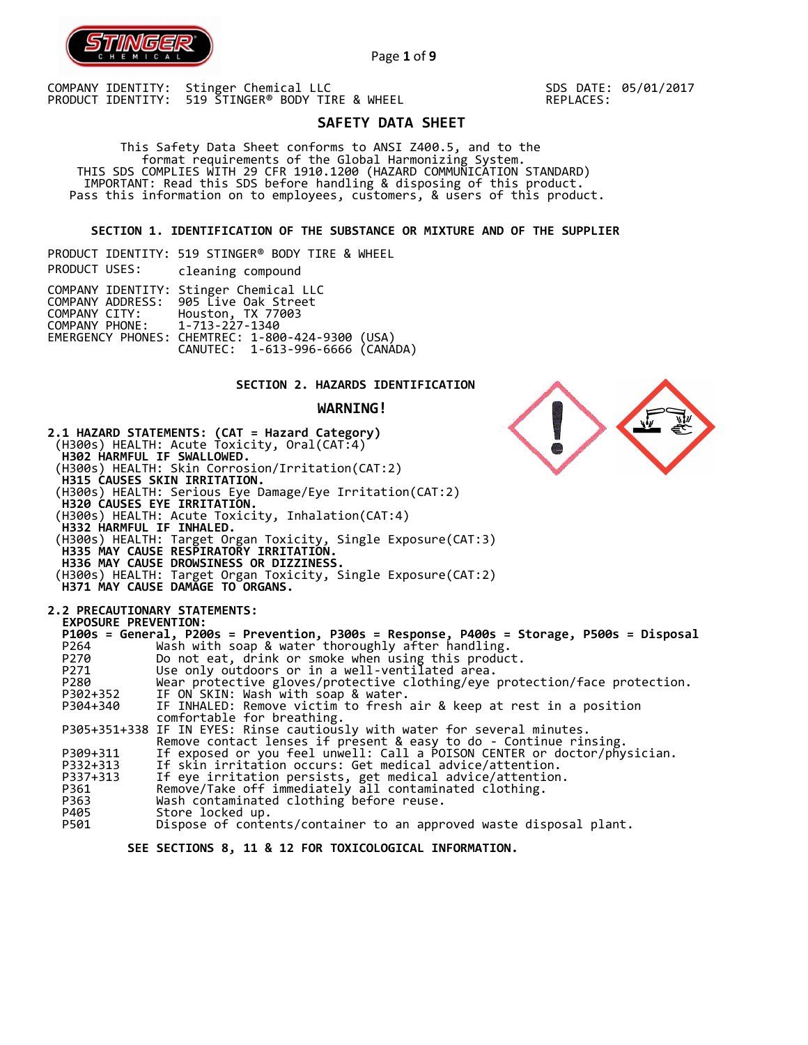COMPANY IDENTITY: Stinger Chemical LLC
PRODUCT IDENTITY: 519 STINGER® BODY TIRE & WHEEL

SDS DATE: 05/01/2017
REPLACES:

# SAFETY DATA SHEET

This Safety Data Sheet conforms to ANSI Z400.5, and to the format requirements of the Global Harmonizing System.
THIS SDS COMPLIES WITH 29 CFR 1910.1200 (HAZARD COMMUNICATION STANDARD)
IMPORTANT: Read this SDS before handling & disposing of this product.
Pass this information on to employees, customers, & users of this product.

## SECTION 1. IDENTIFICATION OF THE SUBSTANCE OR MIXTURE AND OF THE SUPPLIER

PRODUCT IDENTITY: 519 STINGER® BODY TIRE & WHEEL
PRODUCT USES: cleaning compound

COMPANY IDENTITY: Stinger Chemical LLC
COMPANY ADDRESS: 905 Live Oak Street
COMPANY CITY: Houston, TX 77003
COMPANY PHONE: 1-713-227-1340
EMERGENCY PHONES: CHEMTREC: 1-800-424-9300 (USA)
CANUTEC: 1-613-996-6666 (CANADA)

## SECTION 2. HAZARDS IDENTIFICATION

**WARNING!**

**2.1 HAZARD STATEMENTS: (CAT = Hazard Category)**

(H300s) HEALTH: Acute Toxicity, Oral(CAT:4)
**H302 HARMFUL IF SWALLOWED.**
(H300s) HEALTH: Skin Corrosion/Irritation(CAT:2)
**H315 CAUSES SKIN IRRITATION.**
(H300s) HEALTH: Serious Eye Damage/Eye Irritation(CAT:2)
**H320 CAUSES EYE IRRITATION.**
(H300s) HEALTH: Acute Toxicity, Inhalation(CAT:4)
**H332 HARMFUL IF INHALED.**
(H300s) HEALTH: Target Organ Toxicity, Single Exposure(CAT:3)
**H335 MAY CAUSE RESPIRATORY IRRITATION.**
**H336 MAY CAUSE DROWSINESS OR DIZZINESS.**
(H300s) HEALTH: Target Organ Toxicity, Single Exposure(CAT:2)
**H371 MAY CAUSE DAMAGE TO ORGANS.**

**2.2 PRECAUTIONARY STATEMENTS:**
**EXPOSURE PREVENTION:**
**P100s = General, P200s = Prevention, P300s = Response, P400s = Storage, P500s = Disposal**

| | |
|---|---|
| P264 | Wash with soap & water thoroughly after handling. |
| P270 | Do not eat, drink or smoke when using this product. |
| P271 | Use only outdoors or in a well-ventilated area. |
| P280 | Wear protective gloves/protective clothing/eye protection/face protection. |
| P302+352 | IF ON SKIN: Wash with soap & water. |
| P304+340 | IF INHALED: Remove victim to fresh air & keep at rest in a position comfortable for breathing. |
| P305+351+338 | IF IN EYES: Rinse cautiously with water for several minutes. Remove contact lenses if present & easy to do - Continue rinsing. |
| P309+311 | If exposed or you feel unwell: Call a POISON CENTER or doctor/physician. |
| P332+313 | If skin irritation occurs: Get medical advice/attention. |
| P337+313 | If eye irritation persists, get medical advice/attention. |
| P361 | Remove/Take off immediately all contaminated clothing. |
| P363 | Wash contaminated clothing before reuse. |
| P405 | Store locked up. |
| P501 | Dispose of contents/container to an approved waste disposal plant. |

**SEE SECTIONS 8, 11 & 12 FOR TOXICOLOGICAL INFORMATION.**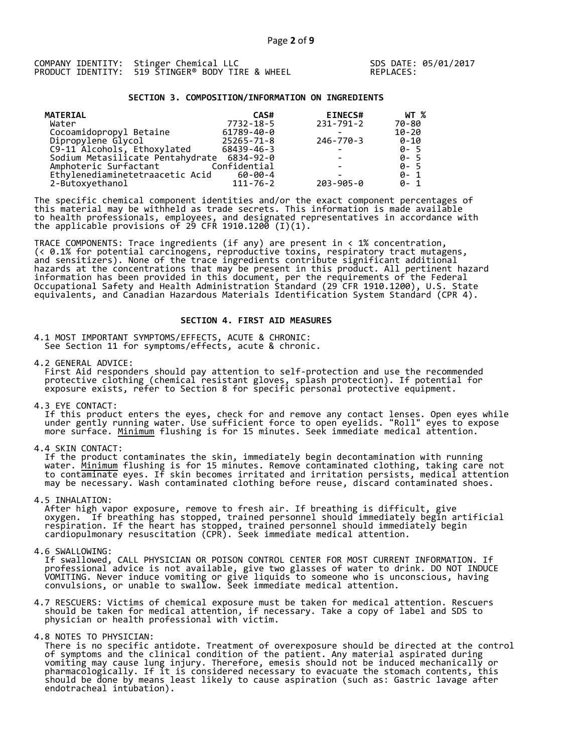COMPANY IDENTITY: Stinger Chemical LLC SDS DATE: 05/01/2017
PRODUCT IDENTITY: 519 STINGER® BODY TIRE & WHEEL REPLACES:

## SECTION 3. COMPOSITION/INFORMATION ON INGREDIENTS

| MATERIAL | CAS# | EINECS# | WT % |
|---|---|---|---|
| Water | 7732-18-5 | 231-791-2 | 70-80 |
| Cocoamidopropyl Betaine | 61789-40-0 | - | 10-20 |
| Dipropylene Glycol | 25265-71-8 | 246-770-3 | 0-10 |
| C9-11 Alcohols, Ethoxylated | 68439-46-3 | - | 0- 5 |
| Sodium Metasilicate Pentahydrate | 6834-92-0 | - | 0- 5 |
| Amphoteric Surfactant | Confidential | - | 0- 5 |
| Ethylenediaminetetraacetic Acid | 60-00-4 | - | 0- 1 |
| 2-Butoxyethanol | 111-76-2 | 203-905-0 | 0- 1 |

The specific chemical component identities and/or the exact component percentages of this material may be withheld as trade secrets. This information is made available to health professionals, employees, and designated representatives in accordance with the applicable provisions of 29 CFR 1910.1200 (I)(1).

TRACE COMPONENTS: Trace ingredients (if any) are present in < 1% concentration, (< 0.1% for potential carcinogens, reproductive toxins, respiratory tract mutagens, and sensitizers). None of the trace ingredients contribute significant additional hazards at the concentrations that may be present in this product. All pertinent hazard information has been provided in this document, per the requirements of the Federal Occupational Safety and Health Administration Standard (29 CFR 1910.1200), U.S. State equivalents, and Canadian Hazardous Materials Identification System Standard (CPR 4).

## SECTION 4. FIRST AID MEASURES

4.1 MOST IMPORTANT SYMPTOMS/EFFECTS, ACUTE & CHRONIC:
See Section 11 for symptoms/effects, acute & chronic.

4.2 GENERAL ADVICE:
First Aid responders should pay attention to self-protection and use the recommended protective clothing (chemical resistant gloves, splash protection). If potential for exposure exists, refer to Section 8 for specific personal protective equipment.

4.3 EYE CONTACT:
If this product enters the eyes, check for and remove any contact lenses. Open eyes while under gently running water. Use sufficient force to open eyelids. "Roll" eyes to expose more surface. Minimum flushing is for 15 minutes. Seek immediate medical attention.

4.4 SKIN CONTACT:
If the product contaminates the skin, immediately begin decontamination with running water. Minimum flushing is for 15 minutes. Remove contaminated clothing, taking care not to contaminate eyes. If skin becomes irritated and irritation persists, medical attention may be necessary. Wash contaminated clothing before reuse, discard contaminated shoes.

4.5 INHALATION:
After high vapor exposure, remove to fresh air. If breathing is difficult, give oxygen. If breathing has stopped, trained personnel should immediately begin artificial respiration. If the heart has stopped, trained personnel should immediately begin cardiopulmonary resuscitation (CPR). Seek immediate medical attention.

4.6 SWALLOWING:
If swallowed, CALL PHYSICIAN OR POISON CONTROL CENTER FOR MOST CURRENT INFORMATION. If professional advice is not available, give two glasses of water to drink. DO NOT INDUCE VOMITING. Never induce vomiting or give liquids to someone who is unconscious, having convulsions, or unable to swallow. Seek immediate medical attention.

4.7 RESCUERS: Victims of chemical exposure must be taken for medical attention. Rescuers should be taken for medical attention, if necessary. Take a copy of label and SDS to physician or health professional with victim.

4.8 NOTES TO PHYSICIAN:
There is no specific antidote. Treatment of overexposure should be directed at the control of symptoms and the clinical condition of the patient. Any material aspirated during vomiting may cause lung injury. Therefore, emesis should not be induced mechanically or pharmacologically. If it is considered necessary to evacuate the stomach contents, this should be done by means least likely to cause aspiration (such as: Gastric lavage after endotracheal intubation).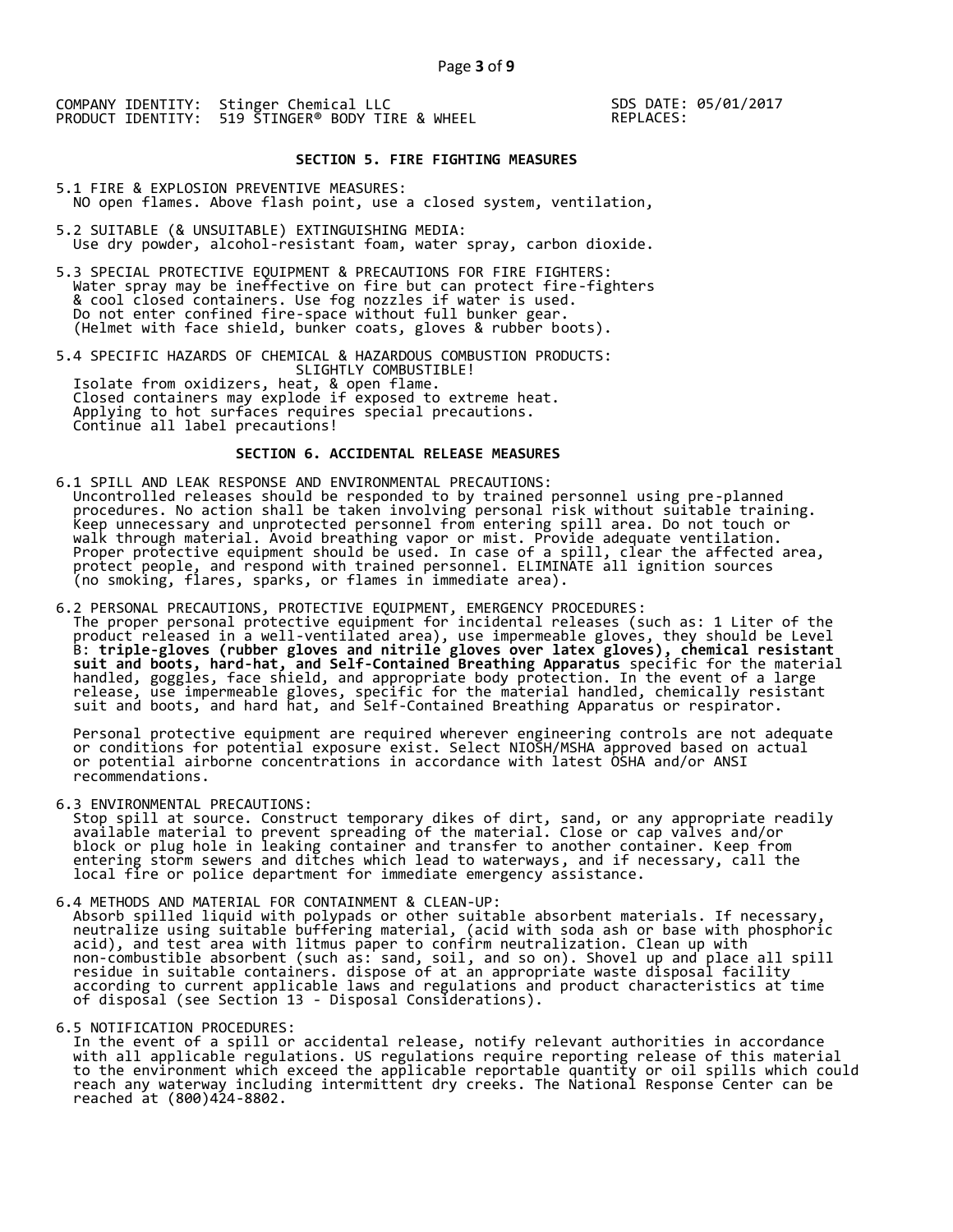COMPANY IDENTITY: Stinger Chemical LLC
PRODUCT IDENTITY: 519 STINGER® BODY TIRE & WHEEL

SDS DATE: 05/01/2017
REPLACES:

## SECTION 5. FIRE FIGHTING MEASURES

5.1 FIRE & EXPLOSION PREVENTIVE MEASURES:
NO open flames. Above flash point, use a closed system, ventilation,

5.2 SUITABLE (& UNSUITABLE) EXTINGUISHING MEDIA:
Use dry powder, alcohol-resistant foam, water spray, carbon dioxide.

5.3 SPECIAL PROTECTIVE EQUIPMENT & PRECAUTIONS FOR FIRE FIGHTERS:
Water spray may be ineffective on fire but can protect fire-fighters & cool closed containers. Use fog nozzles if water is used. Do not enter confined fire-space without full bunker gear. (Helmet with face shield, bunker coats, gloves & rubber boots).

5.4 SPECIFIC HAZARDS OF CHEMICAL & HAZARDOUS COMBUSTION PRODUCTS:
SLIGHTLY COMBUSTIBLE!
Isolate from oxidizers, heat, & open flame.
Closed containers may explode if exposed to extreme heat.
Applying to hot surfaces requires special precautions.
Continue all label precautions!

## SECTION 6. ACCIDENTAL RELEASE MEASURES

6.1 SPILL AND LEAK RESPONSE AND ENVIRONMENTAL PRECAUTIONS:
Uncontrolled releases should be responded to by trained personnel using pre-planned procedures. No action shall be taken involving personal risk without suitable training. Keep unnecessary and unprotected personnel from entering spill area. Do not touch or walk through material. Avoid breathing vapor or mist. Provide adequate ventilation. Proper protective equipment should be used. In case of a spill, clear the affected area, protect people, and respond with trained personnel. ELIMINATE all ignition sources (no smoking, flares, sparks, or flames in immediate area).

6.2 PERSONAL PRECAUTIONS, PROTECTIVE EQUIPMENT, EMERGENCY PROCEDURES:
The proper personal protective equipment for incidental releases (such as: 1 Liter of the product released in a well-ventilated area), use impermeable gloves, they should be Level B: **triple-gloves (rubber gloves and nitrile gloves over latex gloves), chemical resistant suit and boots, hard-hat, and Self-Contained Breathing Apparatus** specific for the material handled, goggles, face shield, and appropriate body protection. In the event of a large release, use impermeable gloves, specific for the material handled, chemically resistant suit and boots, and hard hat, and Self-Contained Breathing Apparatus or respirator.

Personal protective equipment are required wherever engineering controls are not adequate or conditions for potential exposure exist. Select NIOSH/MSHA approved based on actual or potential airborne concentrations in accordance with latest OSHA and/or ANSI recommendations.

6.3 ENVIRONMENTAL PRECAUTIONS:
Stop spill at source. Construct temporary dikes of dirt, sand, or any appropriate readily available material to prevent spreading of the material. Close or cap valves and/or block or plug hole in leaking container and transfer to another container. Keep from entering storm sewers and ditches which lead to waterways, and if necessary, call the local fire or police department for immediate emergency assistance.

6.4 METHODS AND MATERIAL FOR CONTAINMENT & CLEAN-UP:
Absorb spilled liquid with polypads or other suitable absorbent materials. If necessary, neutralize using suitable buffering material, (acid with soda ash or base with phosphoric acid), and test area with litmus paper to confirm neutralization. Clean up with non-combustible absorbent (such as: sand, soil, and so on). Shovel up and place all spill residue in suitable containers. dispose of at an appropriate waste disposal facility according to current applicable laws and regulations and product characteristics at time of disposal (see Section 13 - Disposal Considerations).

6.5 NOTIFICATION PROCEDURES:
In the event of a spill or accidental release, notify relevant authorities in accordance with all applicable regulations. US regulations require reporting release of this material to the environment which exceed the applicable reportable quantity or oil spills which could reach any waterway including intermittent dry creeks. The National Response Center can be reached at (800)424-8802.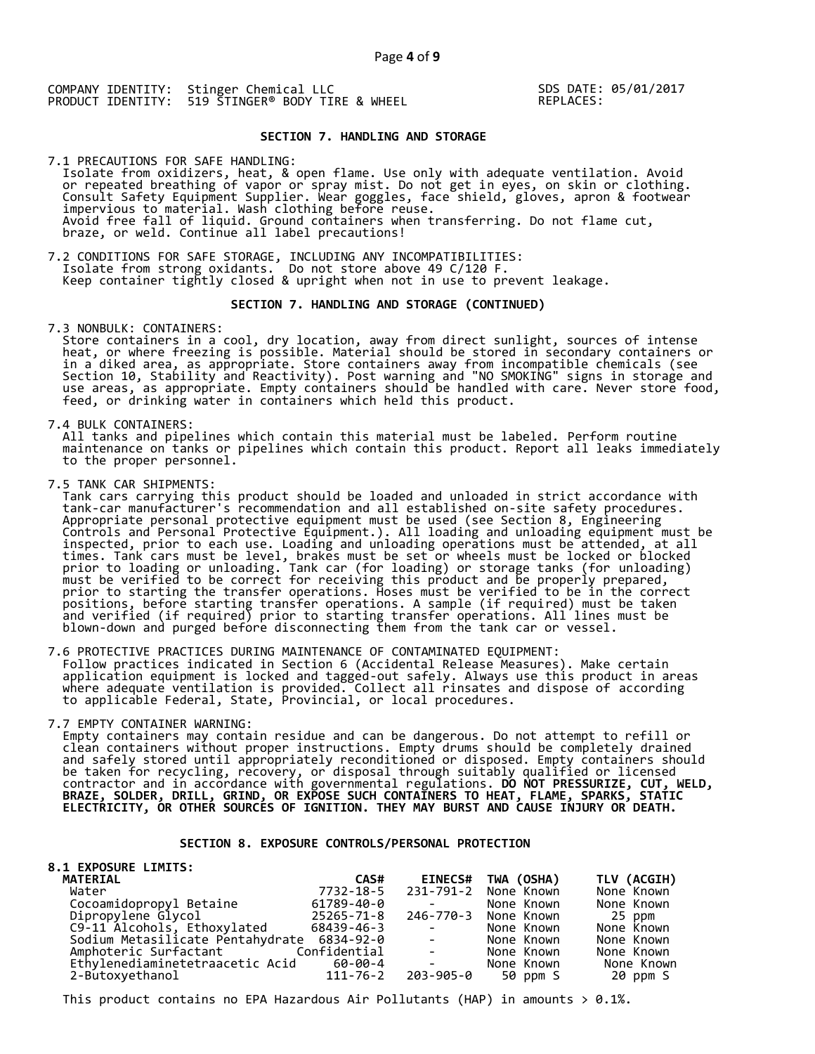COMPANY IDENTITY: Stinger Chemical LLC
PRODUCT IDENTITY: 519 STINGER® BODY TIRE & WHEEL

SDS DATE: 05/01/2017
REPLACES:

## SECTION 7. HANDLING AND STORAGE

7.1 PRECAUTIONS FOR SAFE HANDLING:
Isolate from oxidizers, heat, & open flame. Use only with adequate ventilation. Avoid or repeated breathing of vapor or spray mist. Do not get in eyes, on skin or clothing. Consult Safety Equipment Supplier. Wear goggles, face shield, gloves, apron & footwear impervious to material. Wash clothing before reuse.
Avoid free fall of liquid. Ground containers when transferring. Do not flame cut, braze, or weld. Continue all label precautions!

7.2 CONDITIONS FOR SAFE STORAGE, INCLUDING ANY INCOMPATIBILITIES:
Isolate from strong oxidants. Do not store above 49 C/120 F.
Keep container tightly closed & upright when not in use to prevent leakage.

## SECTION 7. HANDLING AND STORAGE (CONTINUED)

7.3 NONBULK: CONTAINERS:
Store containers in a cool, dry location, away from direct sunlight, sources of intense heat, or where freezing is possible. Material should be stored in secondary containers or in a diked area, as appropriate. Store containers away from incompatible chemicals (see Section 10, Stability and Reactivity). Post warning and "NO SMOKING" signs in storage and use areas, as appropriate. Empty containers should be handled with care. Never store food, feed, or drinking water in containers which held this product.

7.4 BULK CONTAINERS:
All tanks and pipelines which contain this material must be labeled. Perform routine maintenance on tanks or pipelines which contain this product. Report all leaks immediately to the proper personnel.

7.5 TANK CAR SHIPMENTS:
Tank cars carrying this product should be loaded and unloaded in strict accordance with tank-car manufacturer's recommendation and all established on-site safety procedures. Appropriate personal protective equipment must be used (see Section 8, Engineering Controls and Personal Protective Equipment.). All loading and unloading equipment must be inspected, prior to each use. Loading and unloading operations must be attended, at all times. Tank cars must be level, brakes must be set or wheels must be locked or blocked prior to loading or unloading. Tank car (for loading) or storage tanks (for unloading) must be verified to be correct for receiving this product and be properly prepared, prior to starting the transfer operations. Hoses must be verified to be in the correct positions, before starting transfer operations. A sample (if required) must be taken and verified (if required) prior to starting transfer operations. All lines must be blown-down and purged before disconnecting them from the tank car or vessel.

7.6 PROTECTIVE PRACTICES DURING MAINTENANCE OF CONTAMINATED EQUIPMENT:
Follow practices indicated in Section 6 (Accidental Release Measures). Make certain application equipment is locked and tagged-out safely. Always use this product in areas where adequate ventilation is provided. Collect all rinsates and dispose of according to applicable Federal, State, Provincial, or local procedures.

7.7 EMPTY CONTAINER WARNING:
Empty containers may contain residue and can be dangerous. Do not attempt to refill or clean containers without proper instructions. Empty drums should be completely drained and safely stored until appropriately reconditioned or disposed. Empty containers should be taken for recycling, recovery, or disposal through suitably qualified or licensed contractor and in accordance with governmental regulations. **DO NOT PRESSURIZE, CUT, WELD, BRAZE, SOLDER, DRILL, GRIND, OR EXPOSE SUCH CONTAINERS TO HEAT, FLAME, SPARKS, STATIC ELECTRICITY, OR OTHER SOURCES OF IGNITION. THEY MAY BURST AND CAUSE INJURY OR DEATH.**

## SECTION 8. EXPOSURE CONTROLS/PERSONAL PROTECTION

**8.1 EXPOSURE LIMITS:**

| MATERIAL | CAS# | EINECS# | TWA (OSHA) | TLV (ACGIH) |
|---|---|---|---|---|
| Water | 7732-18-5 | 231-791-2 | None Known | None Known |
| Cocoamidopropyl Betaine | 61789-40-0 | - | None Known | None Known |
| Dipropylene Glycol | 25265-71-8 | 246-770-3 | None Known | 25 ppm |
| C9-11 Alcohols, Ethoxylated | 68439-46-3 | - | None Known | None Known |
| Sodium Metasilicate Pentahydrate | 6834-92-0 | - | None Known | None Known |
| Amphoteric Surfactant | Confidential | - | None Known | None Known |
| Ethylenediaminetetraacetic Acid | 60-00-4 | - | None Known | None Known |
| 2-Butoxyethanol | 111-76-2 | 203-905-0 | 50 ppm S | 20 ppm S |

This product contains no EPA Hazardous Air Pollutants (HAP) in amounts > 0.1%.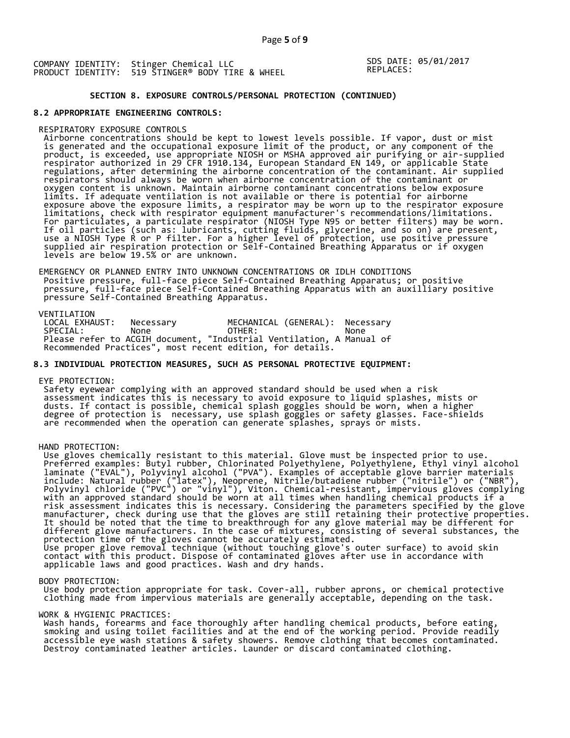COMPANY IDENTITY: Stinger Chemical LLC
PRODUCT IDENTITY: 519 STINGER® BODY TIRE & WHEEL

SDS DATE: 05/01/2017
REPLACES:

## SECTION 8. EXPOSURE CONTROLS/PERSONAL PROTECTION (CONTINUED)

### 8.2 APPROPRIATE ENGINEERING CONTROLS:

RESPIRATORY EXPOSURE CONTROLS

Airborne concentrations should be kept to lowest levels possible. If vapor, dust or mist is generated and the occupational exposure limit of the product, or any component of the product, is exceeded, use appropriate NIOSH or MSHA approved air purifying or air-supplied respirator authorized in 29 CFR 1910.134, European Standard EN 149, or applicable State regulations, after determining the airborne concentration of the contaminant. Air supplied respirators should always be worn when airborne concentration of the contaminant or oxygen content is unknown. Maintain airborne contaminant concentrations below exposure limits. If adequate ventilation is not available or there is potential for airborne exposure above the exposure limits, a respirator may be worn up to the respirator exposure limitations, check with respirator equipment manufacturer's recommendations/limitations. For particulates, a particulate respirator (NIOSH Type N95 or better filters) may be worn. If oil particles (such as: lubricants, cutting fluids, glycerine, and so on) are present, use a NIOSH Type R or P filter. For a higher level of protection, use positive pressure supplied air respiration protection or Self-Contained Breathing Apparatus or if oxygen levels are below 19.5% or are unknown.

EMERGENCY OR PLANNED ENTRY INTO UNKNOWN CONCENTRATIONS OR IDLH CONDITIONS

Positive pressure, full-face piece Self-Contained Breathing Apparatus; or positive pressure, full-face piece Self-Contained Breathing Apparatus with an auxilliary positive pressure Self-Contained Breathing Apparatus.

VENTILATION

| | | | |
|---|---|---|---|
| LOCAL EXHAUST: | Necessary | MECHANICAL (GENERAL): | Necessary |
| SPECIAL: | None | OTHER: | None |

Please refer to ACGIH document, "Industrial Ventilation, A Manual of Recommended Practices", most recent edition, for details.

### 8.3 INDIVIDUAL PROTECTION MEASURES, SUCH AS PERSONAL PROTECTIVE EQUIPMENT:

EYE PROTECTION:

Safety eyewear complying with an approved standard should be used when a risk assessment indicates this is necessary to avoid exposure to liquid splashes, mists or dusts. If contact is possible, chemical splash goggles should be worn, when a higher degree of protection is  necessary, use splash goggles or safety glasses. Face-shields are recommended when the operation can generate splashes, sprays or mists.

HAND PROTECTION:

Use gloves chemically resistant to this material. Glove must be inspected prior to use. Preferred examples: Butyl rubber, Chlorinated Polyethylene, Polyethylene, Ethyl vinyl alcohol laminate ("EVAL"), Polyvinyl alcohol ("PVA"). Examples of acceptable glove barrier materials include: Natural rubber ("latex"), Neoprene, Nitrile/butadiene rubber ("nitrile") or ("NBR"), Polyvinyl chloride ("PVC") or "vinyl"), Viton. Chemical-resistant, impervious gloves complying with an approved standard should be worn at all times when handling chemical products if a risk assessment indicates this is necessary. Considering the parameters specified by the glove manufacturer, check during use that the gloves are still retaining their protective properties. It should be noted that the time to breakthrough for any glove material may be different for different glove manufacturers. In the case of mixtures, consisting of several substances, the protection time of the gloves cannot be accurately estimated.
Use proper glove removal technique (without touching glove's outer surface) to avoid skin contact with this product. Dispose of contaminated gloves after use in accordance with applicable laws and good practices. Wash and dry hands.

BODY PROTECTION:

Use body protection appropriate for task. Cover-all, rubber aprons, or chemical protective clothing made from impervious materials are generally acceptable, depending on the task.

WORK & HYGIENIC PRACTICES:

Wash hands, forearms and face thoroughly after handling chemical products, before eating, smoking and using toilet facilities and at the end of the working period. Provide readily accessible eye wash stations & safety showers. Remove clothing that becomes contaminated. Destroy contaminated leather articles. Launder or discard contaminated clothing.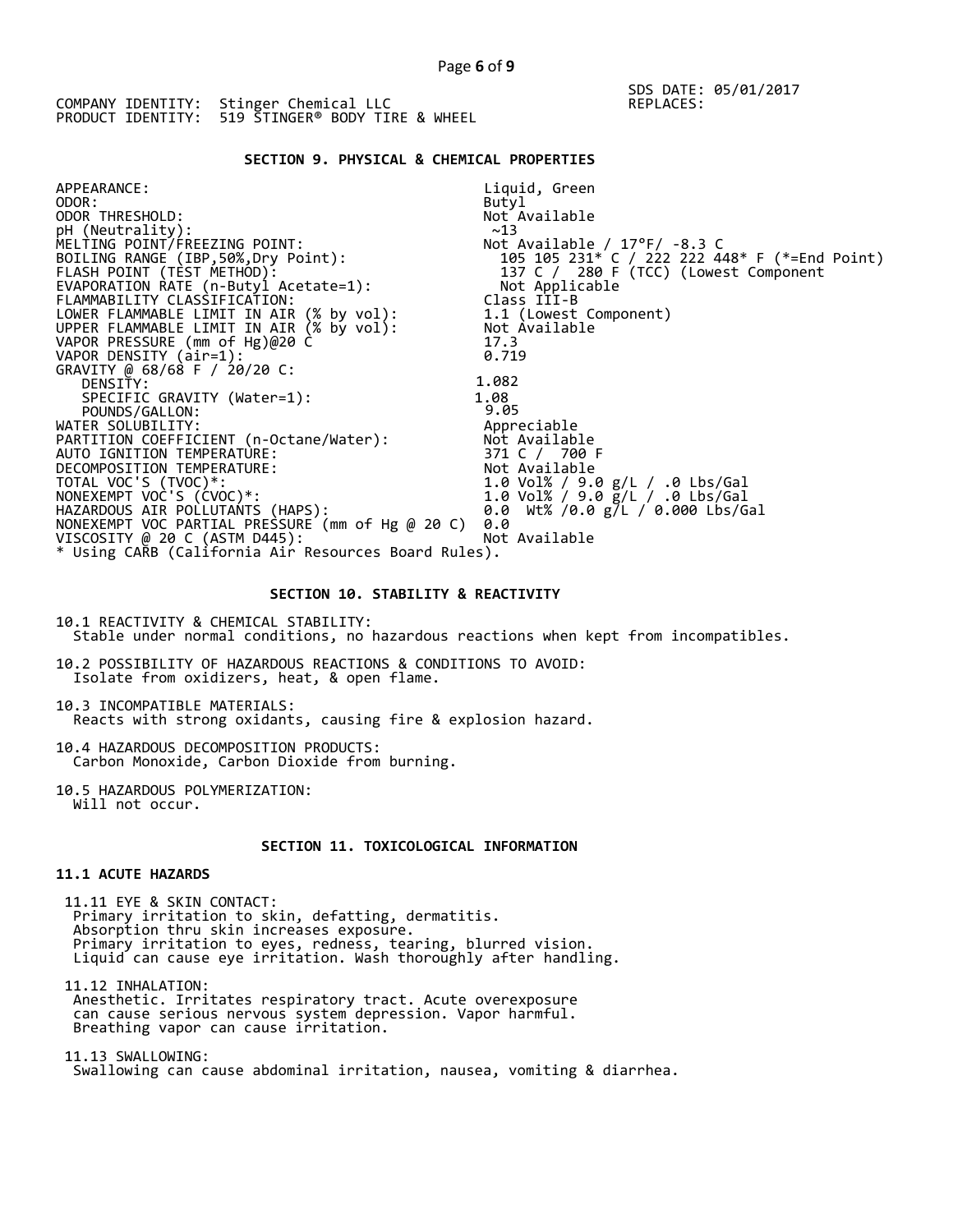COMPANY IDENTITY: Stinger Chemical LLC
PRODUCT IDENTITY: 519 STINGER® BODY TIRE & WHEEL

SDS DATE: 05/01/2017
REPLACES:

## SECTION 9. PHYSICAL & CHEMICAL PROPERTIES

| Property | Value |
|---|---|
| APPEARANCE: | Liquid, Green |
| ODOR: | Butyl |
| ODOR THRESHOLD: | Not Available |
| pH (Neutrality): | ~13 |
| MELTING POINT/FREEZING POINT: | Not Available / 17°F/ -8.3 C |
| BOILING RANGE (IBP,50%,Dry Point): | 105 105 231* C / 222 222 448* F (*=End Point) |
| FLASH POINT (TEST METHOD): | 137 C / 280 F (TCC) (Lowest Component |
| EVAPORATION RATE (n-Butyl Acetate=1): | Not Applicable |
| FLAMMABILITY CLASSIFICATION: | Class III-B |
| LOWER FLAMMABLE LIMIT IN AIR (% by vol): | 1.1 (Lowest Component) |
| UPPER FLAMMABLE LIMIT IN AIR (% by vol): | Not Available |
| VAPOR PRESSURE (mm of Hg)@20 C | 17.3 |
| VAPOR DENSITY (air=1): | 0.719 |
| GRAVITY @ 68/68 F / 20/20 C: | |
| DENSITY: | 1.082 |
| SPECIFIC GRAVITY (Water=1): | 1.08 |
| POUNDS/GALLON: | 9.05 |
| WATER SOLUBILITY: | Appreciable |
| PARTITION COEFFICIENT (n-Octane/Water): | Not Available |
| AUTO IGNITION TEMPERATURE: | 371 C / 700 F |
| DECOMPOSITION TEMPERATURE: | Not Available |
| TOTAL VOC'S (TVOC)*: | 1.0 Vol% / 9.0 g/L / .0 Lbs/Gal |
| NONEXEMPT VOC'S (CVOC)*: | 1.0 Vol% / 9.0 g/L / .0 Lbs/Gal |
| HAZARDOUS AIR POLLUTANTS (HAPS): | 0.0 Wt% /0.0 g/L / 0.000 Lbs/Gal |
| NONEXEMPT VOC PARTIAL PRESSURE (mm of Hg @ 20 C) | 0.0 |
| VISCOSITY @ 20 C (ASTM D445): | Not Available |

* Using CARB (California Air Resources Board Rules).

## SECTION 10. STABILITY & REACTIVITY

10.1 REACTIVITY & CHEMICAL STABILITY:
Stable under normal conditions, no hazardous reactions when kept from incompatibles.

10.2 POSSIBILITY OF HAZARDOUS REACTIONS & CONDITIONS TO AVOID:
Isolate from oxidizers, heat, & open flame.

10.3 INCOMPATIBLE MATERIALS:
Reacts with strong oxidants, causing fire & explosion hazard.

10.4 HAZARDOUS DECOMPOSITION PRODUCTS:
Carbon Monoxide, Carbon Dioxide from burning.

10.5 HAZARDOUS POLYMERIZATION:
Will not occur.

## SECTION 11. TOXICOLOGICAL INFORMATION

### 11.1 ACUTE HAZARDS

11.11 EYE & SKIN CONTACT:
Primary irritation to skin, defatting, dermatitis.
Absorption thru skin increases exposure.
Primary irritation to eyes, redness, tearing, blurred vision.
Liquid can cause eye irritation. Wash thoroughly after handling.

11.12 INHALATION:
Anesthetic. Irritates respiratory tract. Acute overexposure can cause serious nervous system depression. Vapor harmful.
Breathing vapor can cause irritation.

11.13 SWALLOWING:
Swallowing can cause abdominal irritation, nausea, vomiting & diarrhea.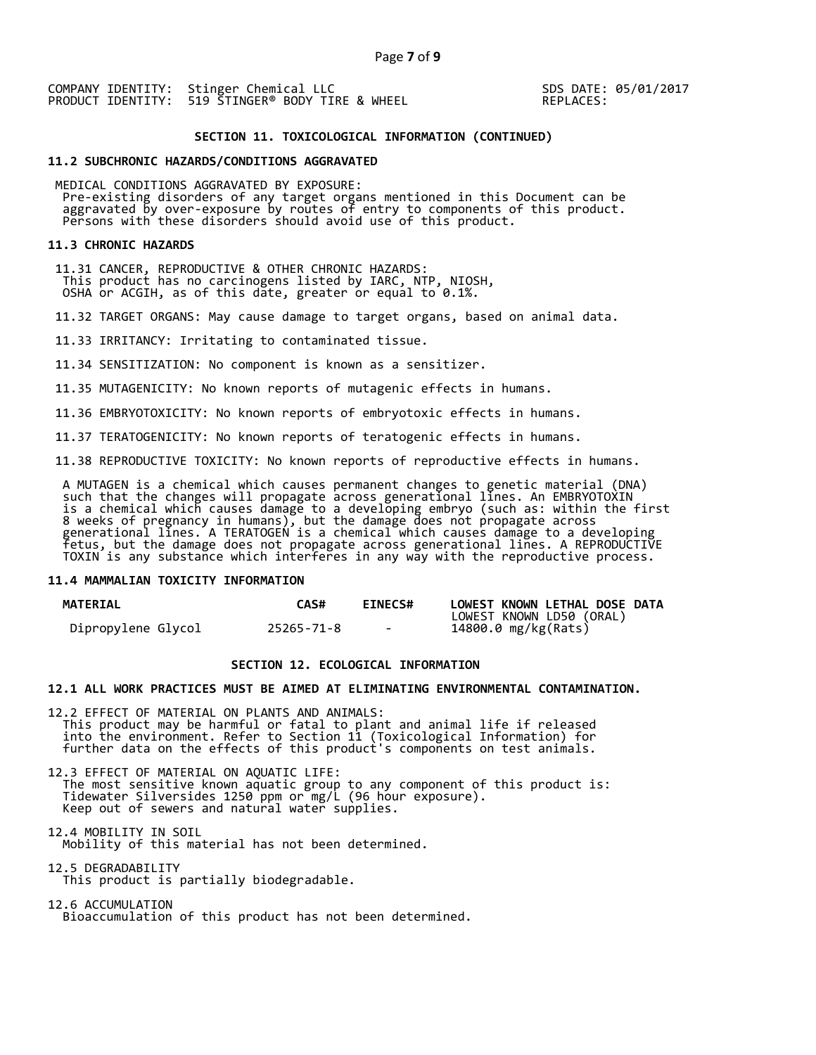COMPANY IDENTITY: Stinger Chemical LLC
PRODUCT IDENTITY: 519 STINGER® BODY TIRE & WHEEL

SDS DATE: 05/01/2017
REPLACES:

## SECTION 11. TOXICOLOGICAL INFORMATION (CONTINUED)

### 11.2 SUBCHRONIC HAZARDS/CONDITIONS AGGRAVATED

MEDICAL CONDITIONS AGGRAVATED BY EXPOSURE:
Pre-existing disorders of any target organs mentioned in this Document can be aggravated by over-exposure by routes of entry to components of this product. Persons with these disorders should avoid use of this product.

### 11.3 CHRONIC HAZARDS

11.31 CANCER, REPRODUCTIVE & OTHER CHRONIC HAZARDS:
This product has no carcinogens listed by IARC, NTP, NIOSH, OSHA or ACGIH, as of this date, greater or equal to 0.1%.

11.32 TARGET ORGANS: May cause damage to target organs, based on animal data.

11.33 IRRITANCY: Irritating to contaminated tissue.

11.34 SENSITIZATION: No component is known as a sensitizer.

11.35 MUTAGENICITY: No known reports of mutagenic effects in humans.

11.36 EMBRYOTOXICITY: No known reports of embryotoxic effects in humans.

11.37 TERATOGENICITY: No known reports of teratogenic effects in humans.

11.38 REPRODUCTIVE TOXICITY: No known reports of reproductive effects in humans.

A MUTAGEN is a chemical which causes permanent changes to genetic material (DNA) such that the changes will propagate across generational lines. An EMBRYOTOXIN is a chemical which causes damage to a developing embryo (such as: within the first 8 weeks of pregnancy in humans), but the damage does not propagate across generational lines. A TERATOGEN is a chemical which causes damage to a developing fetus, but the damage does not propagate across generational lines. A REPRODUCTIVE TOXIN is any substance which interferes in any way with the reproductive process.

### 11.4 MAMMALIAN TOXICITY INFORMATION

| MATERIAL | CAS# | EINECS# | LOWEST KNOWN LETHAL DOSE DATA |
|---|---|---|---|
| | | | LOWEST KNOWN LD50 (ORAL) |
| Dipropylene Glycol | 25265-71-8 | - | 14800.0 mg/kg(Rats) |

## SECTION 12. ECOLOGICAL INFORMATION

### 12.1 ALL WORK PRACTICES MUST BE AIMED AT ELIMINATING ENVIRONMENTAL CONTAMINATION.

12.2 EFFECT OF MATERIAL ON PLANTS AND ANIMALS:
This product may be harmful or fatal to plant and animal life if released into the environment. Refer to Section 11 (Toxicological Information) for further data on the effects of this product's components on test animals.

12.3 EFFECT OF MATERIAL ON AQUATIC LIFE:
The most sensitive known aquatic group to any component of this product is: Tidewater Silversides 1250 ppm or mg/L (96 hour exposure). Keep out of sewers and natural water supplies.

12.4 MOBILITY IN SOIL
Mobility of this material has not been determined.

12.5 DEGRADABILITY
This product is partially biodegradable.

12.6 ACCUMULATION
Bioaccumulation of this product has not been determined.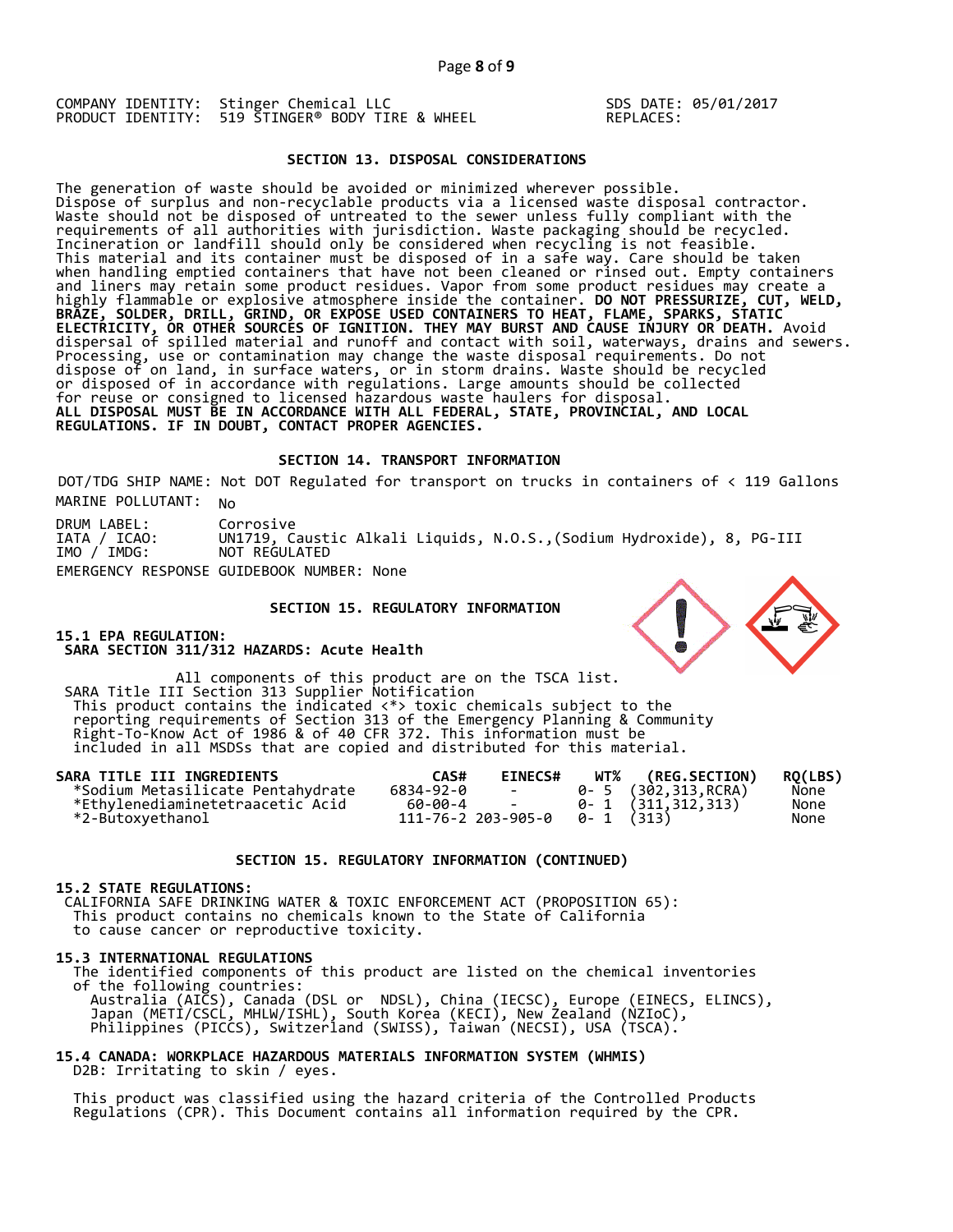COMPANY IDENTITY: Stinger Chemical LLC
PRODUCT IDENTITY: 519 STINGER® BODY TIRE & WHEEL

SDS DATE: 05/01/2017
REPLACES:

## SECTION 13. DISPOSAL CONSIDERATIONS

The generation of waste should be avoided or minimized wherever possible. Dispose of surplus and non-recyclable products via a licensed waste disposal contractor. Waste should not be disposed of untreated to the sewer unless fully compliant with the requirements of all authorities with jurisdiction. Waste packaging should be recycled. Incineration or landfill should only be considered when recycling is not feasible. This material and its container must be disposed of in a safe way. Care should be taken when handling emptied containers that have not been cleaned or rinsed out. Empty containers and liners may retain some product residues. Vapor from some product residues may create a highly flammable or explosive atmosphere inside the container. **DO NOT PRESSURIZE, CUT, WELD, BRAZE, SOLDER, DRILL, GRIND, OR EXPOSE USED CONTAINERS TO HEAT, FLAME, SPARKS, STATIC ELECTRICITY, OR OTHER SOURCES OF IGNITION. THEY MAY BURST AND CAUSE INJURY OR DEATH.** Avoid dispersal of spilled material and runoff and contact with soil, waterways, drains and sewers. Processing, use or contamination may change the waste disposal requirements. Do not dispose of on land, in surface waters, or in storm drains. Waste should be recycled or disposed of in accordance with regulations. Large amounts should be collected for reuse or consigned to licensed hazardous waste haulers for disposal.
**ALL DISPOSAL MUST BE IN ACCORDANCE WITH ALL FEDERAL, STATE, PROVINCIAL, AND LOCAL REGULATIONS. IF IN DOUBT, CONTACT PROPER AGENCIES.**

## SECTION 14. TRANSPORT INFORMATION

DOT/TDG SHIP NAME: Not DOT Regulated for transport on trucks in containers of < 119 Gallons
MARINE POLLUTANT: No

DRUM LABEL: Corrosive
IATA / ICAO: UN1719, Caustic Alkali Liquids, N.O.S.,(Sodium Hydroxide), 8, PG-III
IMO / IMDG: NOT REGULATED

EMERGENCY RESPONSE GUIDEBOOK NUMBER: None

## SECTION 15. REGULATORY INFORMATION

### 15.1 EPA REGULATION:
**SARA SECTION 311/312 HAZARDS: Acute Health**

All components of this product are on the TSCA list.
SARA Title III Section 313 Supplier Notification
This product contains the indicated <*> toxic chemicals subject to the reporting requirements of Section 313 of the Emergency Planning & Community Right-To-Know Act of 1986 & of 40 CFR 372. This information must be included in all MSDSs that are copied and distributed for this material.

| SARA TITLE III INGREDIENTS | CAS# | EINECS# | WT% | (REG.SECTION) | RQ(LBS) |
|---|---|---|---|---|---|
| *Sodium Metasilicate Pentahydrate | 6834-92-0 | - | 0- 5 | (302,313,RCRA) | None |
| *Ethylenediaminetetraacetic Acid | 60-00-4 | - | 0- 1 | (311,312,313) | None |
| *2-Butoxyethanol | 111-76-2 | 203-905-0 | 0- 1 | (313) | None |

## SECTION 15. REGULATORY INFORMATION (CONTINUED)

### 15.2 STATE REGULATIONS:
CALIFORNIA SAFE DRINKING WATER & TOXIC ENFORCEMENT ACT (PROPOSITION 65):
This product contains no chemicals known to the State of California to cause cancer or reproductive toxicity.

### 15.3 INTERNATIONAL REGULATIONS
The identified components of this product are listed on the chemical inventories of the following countries:
Australia (AICS), Canada (DSL or NDSL), China (IECSC), Europe (EINECS, ELINCS), Japan (METI/CSCL, MHLW/ISHL), South Korea (KECI), New Zealand (NZIoC), Philippines (PICCS), Switzerland (SWISS), Taiwan (NECSI), USA (TSCA).

### 15.4 CANADA: WORKPLACE HAZARDOUS MATERIALS INFORMATION SYSTEM (WHMIS)
D2B: Irritating to skin / eyes.

This product was classified using the hazard criteria of the Controlled Products Regulations (CPR). This Document contains all information required by the CPR.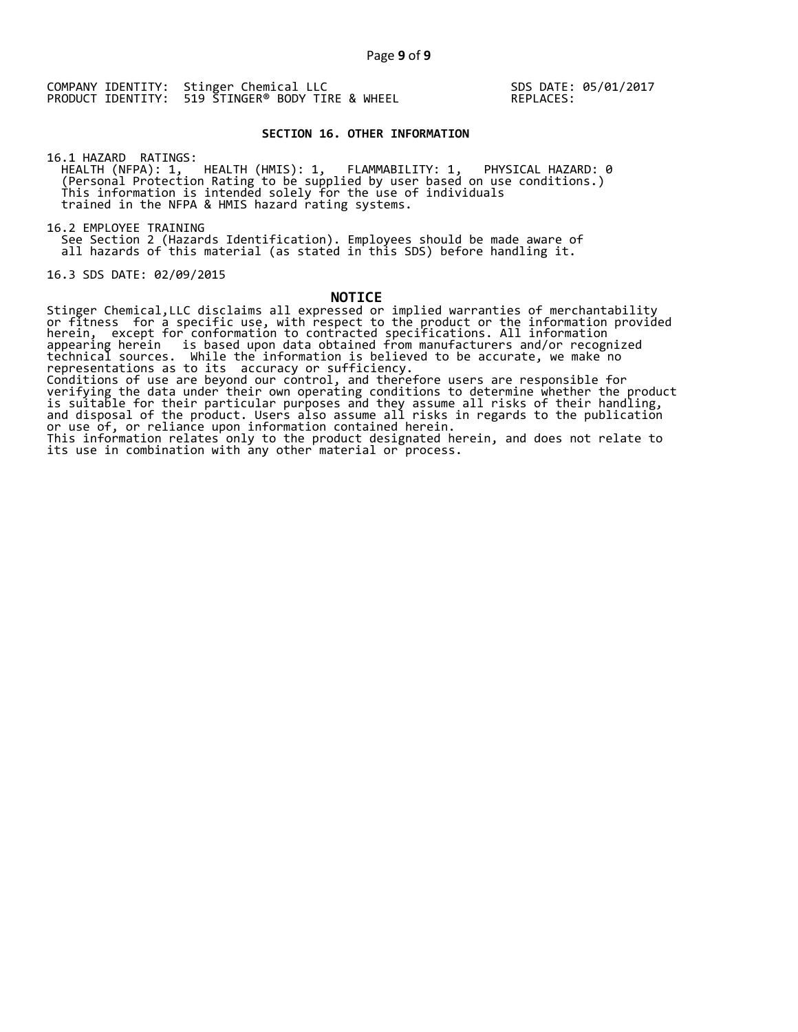COMPANY IDENTITY: Stinger Chemical LLC
PRODUCT IDENTITY: 519 STINGER® BODY TIRE & WHEEL

SDS DATE: 05/01/2017
REPLACES:

## SECTION 16. OTHER INFORMATION

16.1 HAZARD RATINGS:
HEALTH (NFPA): 1, HEALTH (HMIS): 1, FLAMMABILITY: 1, PHYSICAL HAZARD: 0
(Personal Protection Rating to be supplied by user based on use conditions.)
This information is intended solely for the use of individuals trained in the NFPA & HMIS hazard rating systems.

16.2 EMPLOYEE TRAINING
See Section 2 (Hazards Identification). Employees should be made aware of all hazards of this material (as stated in this SDS) before handling it.

16.3 SDS DATE: 02/09/2015

**NOTICE**

Stinger Chemical,LLC disclaims all expressed or implied warranties of merchantability or fitness for a specific use, with respect to the product or the information provided herein, except for conformation to contracted specifications. All information appearing herein is based upon data obtained from manufacturers and/or recognized technical sources. While the information is believed to be accurate, we make no representations as to its accuracy or sufficiency.
Conditions of use are beyond our control, and therefore users are responsible for verifying the data under their own operating conditions to determine whether the product is suitable for their particular purposes and they assume all risks of their handling, and disposal of the product. Users also assume all risks in regards to the publication or use of, or reliance upon information contained herein.
This information relates only to the product designated herein, and does not relate to its use in combination with any other material or process.